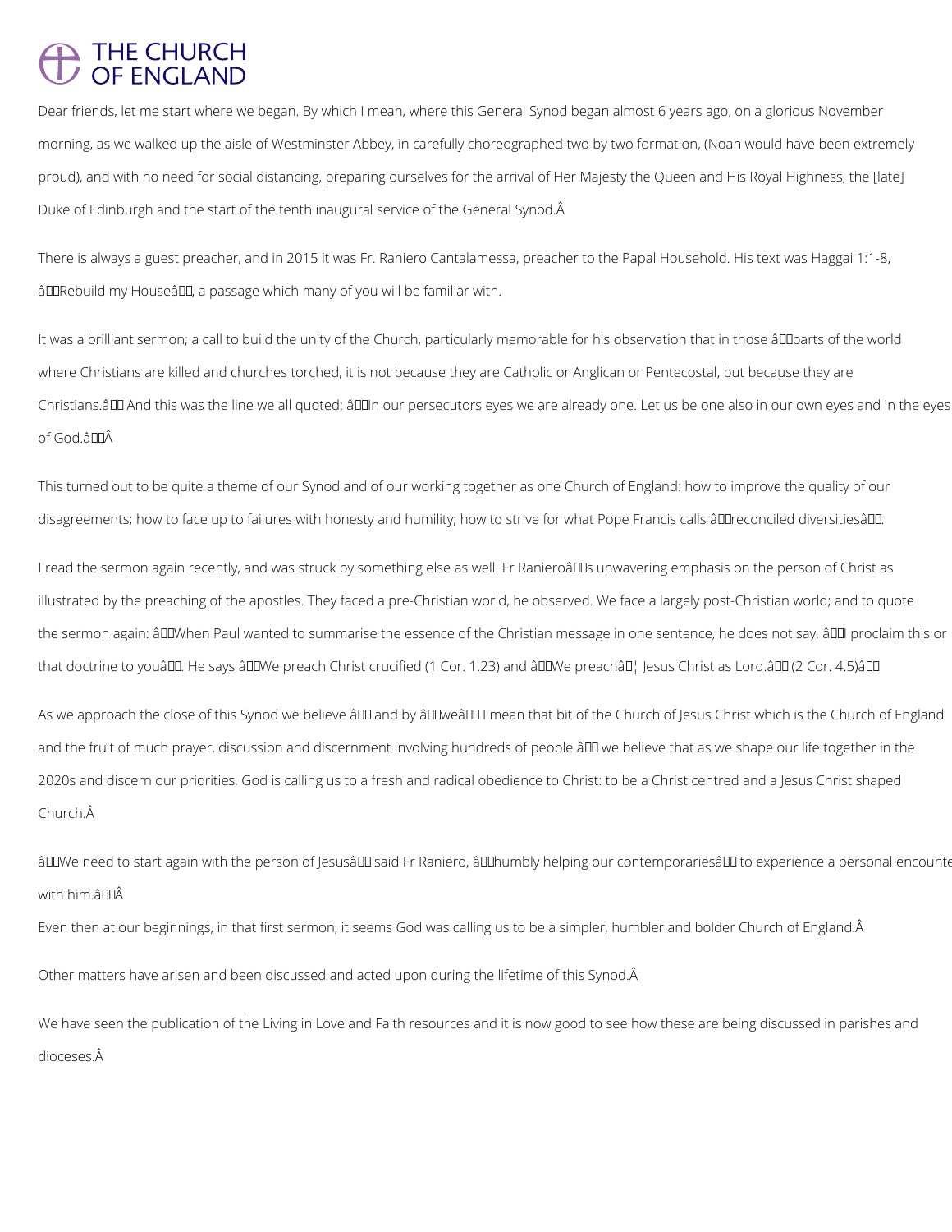Dear friends, let me start where we began. By which I mean, where this General Synod began almost 6 years ago, on a glorious November morning, as we walked up the aisle of Westminster Abbey, in carefully choreographed two by two formation, (Noah would have been extremely proud), and with no need for social distancing, preparing ourselves for the arrival of Her Majesty the Queen and His Royal Highness, the [late] Duke of Edinburgh and the start of the tenth inaugural service of the General Synod.

There is always a guest preacher, and in 2015 it was Fr. Raniero Cantalamessa, preacher to the Papal Household. His text was Haggai 1:1-8, "Rebuild my House", a passage which many of you will be familiar with.

It was a brilliant sermon; a call to build the unity of the Church, particularly memorable for his observation that in those "parts of the world where Christians are killed and churches torched, it is not because they are Catholic or Anglican or Pentecostal, but because they are Christians." And this was the line we all quoted: "In our persecutors eyes we are already one. Let us be one also in our own eyes and in the eyes of God."

This turned out to be quite a theme of our Synod and of our working together as one Church of England: how to improve the quality of our disagreements; how to face up to failures with honesty and humility; how to strive for what Pope Francis calls "reconciled diversities".

I read the sermon again recently, and was struck by something else as well: Fr Raniero's unwavering emphasis on the person of Christ as illustrated by the preaching of the apostles. They faced a pre-Christian world, he observed. We face a largely post-Christian world; and to quote the sermon again: "When Paul wanted to summarise the essence of the Christian message in one sentence, he does not say, 'I proclaim this or that doctrine to you'. He says "We preach Christ crucified (1 Cor. 1.23) and "We preach… Jesus Christ as Lord." (2 Cor. 4.5)"

As we approach the close of this Synod we believe – and by "we" I mean that bit of the Church of Jesus Christ which is the Church of England and the fruit of much prayer, discussion and discernment involving hundreds of people – we believe that as we shape our life together in the 2020s and discern our priorities, God is calling us to a fresh and radical obedience to Christ: to be a Christ centred and a Jesus Christ shaped Church.

"We need to start again with the person of Jesus" said Fr Raniero, "humbly helping our contemporaries" to experience a personal encounter with him."

Even then at our beginnings, in that first sermon, it seems God was calling us to be a simpler, humbler and bolder Church of England.

Other matters have arisen and been discussed and acted upon during the lifetime of this Synod.

We have seen the publication of the Living in Love and Faith resources and it is now good to see how these are being discussed in parishes and dioceses.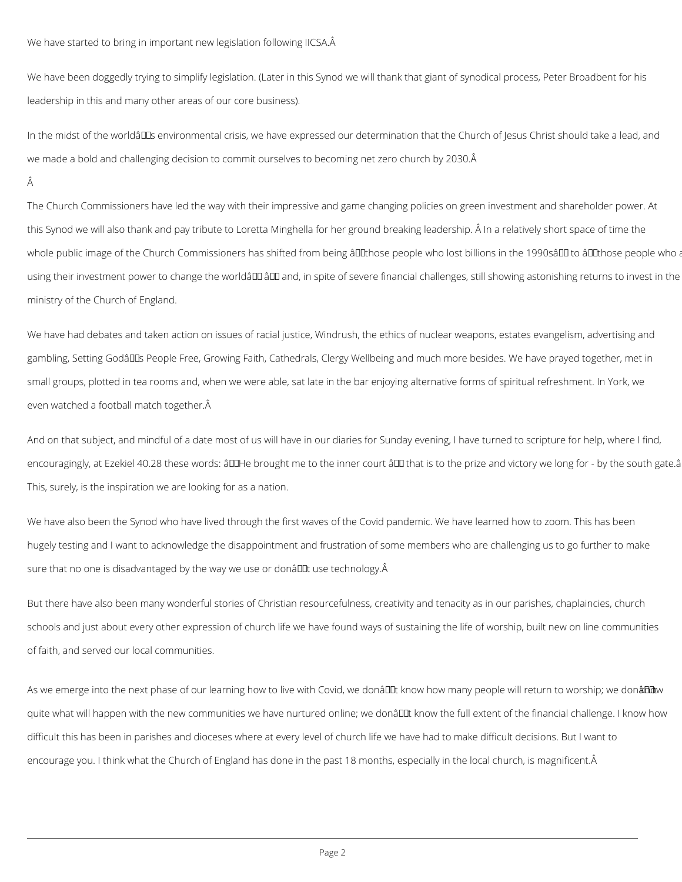We have started to bring in important new legislation following IICSA.

We have been doggedly trying to simplify legislation. (Later in this Synod we will thank that giant of synodical process, Peter Broadbent for his leadership in this and many other areas of our core business).

In the midst of the world’s environmental crisis, we have expressed our determination that the Church of Jesus Christ should take a lead, and we made a bold and challenging decision to commit ourselves to becoming net zero church by 2030.

The Church Commissioners have led the way with their impressive and game changing policies on green investment and shareholder power. At this Synod we will also thank and pay tribute to Loretta Minghella for her ground breaking leadership. In a relatively short space of time the whole public image of the Church Commissioners has shifted from being ‘those people who lost billions in the 1990s’ to ‘those people who a using their investment power to change the world’ – and, in spite of severe financial challenges, still showing astonishing returns to invest in the ministry of the Church of England.

We have had debates and taken action on issues of racial justice, Windrush, the ethics of nuclear weapons, estates evangelism, advertising and gambling, Setting God’s People Free, Growing Faith, Cathedrals, Clergy Wellbeing and much more besides. We have prayed together, met in small groups, plotted in tea rooms and, when we were able, sat late in the bar enjoying alternative forms of spiritual refreshment. In York, we even watched a football match together.

And on that subject, and mindful of a date most of us will have in our diaries for Sunday evening, I have turned to scripture for help, where I find, encouragingly, at Ezekiel 40.28 these words: ‘He brought me to the inner court – that is to the prize and victory we long for - by the south gate.’ This, surely, is the inspiration we are looking for as a nation.

We have also been the Synod who have lived through the first waves of the Covid pandemic. We have learned how to zoom. This has been hugely testing and I want to acknowledge the disappointment and frustration of some members who are challenging us to go further to make sure that no one is disadvantaged by the way we use or don’t use technology.

But there have also been many wonderful stories of Christian resourcefulness, creativity and tenacity as in our parishes, chaplaincies, church schools and just about every other expression of church life we have found ways of sustaining the life of worship, built new on line communities of faith, and served our local communities.

As we emerge into the next phase of our learning how to live with Covid, we don’t know how many people will return to worship; we don’t know quite what will happen with the new communities we have nurtured online; we don’t know the full extent of the financial challenge. I know how difficult this has been in parishes and dioceses where at every level of church life we have had to make difficult decisions. But I want to encourage you. I think what the Church of England has done in the past 18 months, especially in the local church, is magnificent.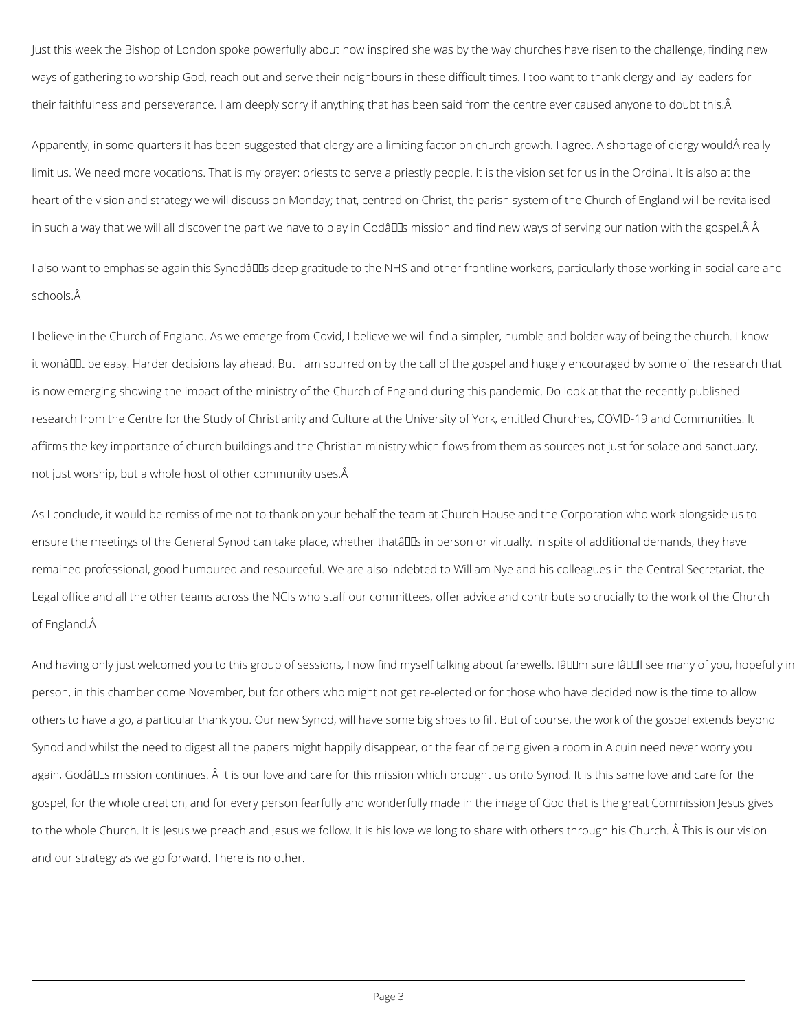Just this week the Bishop of London spoke powerfully about how inspired she was by the way churches have risen to the challenge, finding new ways of gathering to worship God, reach out and serve their neighbours in these difficult times. I too want to thank clergy and lay leaders for their faithfulness and perseverance. I am deeply sorry if anything that has been said from the centre ever caused anyone to doubt this.

Apparently, in some quarters it has been suggested that clergy are a limiting factor on church growth. I agree. A shortage of clergy would really limit us. We need more vocations. That is my prayer: priests to serve a priestly people. It is the vision set for us in the Ordinal. It is also at the heart of the vision and strategy we will discuss on Monday; that, centred on Christ, the parish system of the Church of England will be revitalised in such a way that we will all discover the part we have to play in God's mission and find new ways of serving our nation with the gospel.

I also want to emphasise again this Synod's deep gratitude to the NHS and other frontline workers, particularly those working in social care and schools.

I believe in the Church of England. As we emerge from Covid, I believe we will find a simpler, humble and bolder way of being the church. I know it won't be easy. Harder decisions lay ahead. But I am spurred on by the call of the gospel and hugely encouraged by some of the research that is now emerging showing the impact of the ministry of the Church of England during this pandemic. Do look at that the recently published research from the Centre for the Study of Christianity and Culture at the University of York, entitled Churches, COVID-19 and Communities. It affirms the key importance of church buildings and the Christian ministry which flows from them as sources not just for solace and sanctuary, not just worship, but a whole host of other community uses.

As I conclude, it would be remiss of me not to thank on your behalf the team at Church House and the Corporation who work alongside us to ensure the meetings of the General Synod can take place, whether that's in person or virtually. In spite of additional demands, they have remained professional, good humoured and resourceful. We are also indebted to William Nye and his colleagues in the Central Secretariat, the Legal office and all the other teams across the NCIs who staff our committees, offer advice and contribute so crucially to the work of the Church of England.

And having only just welcomed you to this group of sessions, I now find myself talking about farewells. I'm sure I'll see many of you, hopefully in person, in this chamber come November, but for others who might not get re-elected or for those who have decided now is the time to allow others to have a go, a particular thank you. Our new Synod, will have some big shoes to fill. But of course, the work of the gospel extends beyond Synod and whilst the need to digest all the papers might happily disappear, or the fear of being given a room in Alcuin need never worry you again, God's mission continues. It is our love and care for this mission which brought us onto Synod. It is this same love and care for the gospel, for the whole creation, and for every person fearfully and wonderfully made in the image of God that is the great Commission Jesus gives to the whole Church. It is Jesus we preach and Jesus we follow. It is his love we long to share with others through his Church. This is our vision and our strategy as we go forward. There is no other.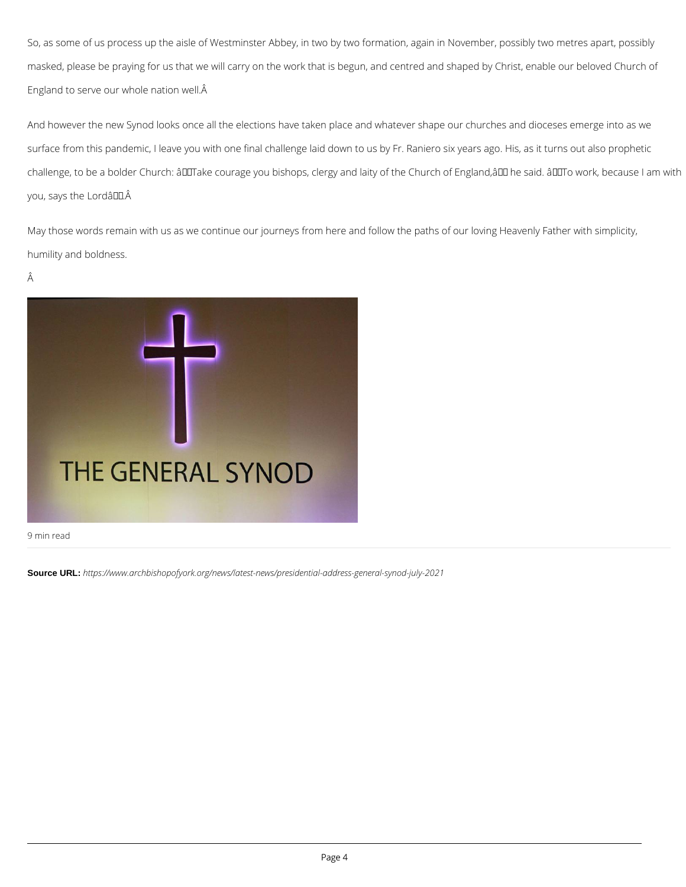So, as some of us process up the aisle of Westminster Abbey, in two by two formation, again in November, possibly two metres apart, possibly masked, please be praying for us that we will carry on the work that is begun, and centred and shaped by Christ, enable our beloved Church of England to serve our whole nation well.Â

And however the new Synod looks once all the elections have taken place and whatever shape our churches and dioceses emerge into as we surface from this pandemic, I leave you with one final challenge laid down to us by Fr. Raniero six years ago. His, as it turns out also prophetic challenge, to be a bolder Church: âTake courage you bishops, clergy and laity of the Church of England,â he said. âTo work, because I am with you, says the Lordâ.Â

May those words remain with us as we continue our journeys from here and follow the paths of our loving Heavenly Father with simplicity, humility and boldness.

Â

9 min read

**Source URL:** *https://www.archbishopofyork.org/news/latest-news/presidential-address-general-synod-july-2021*